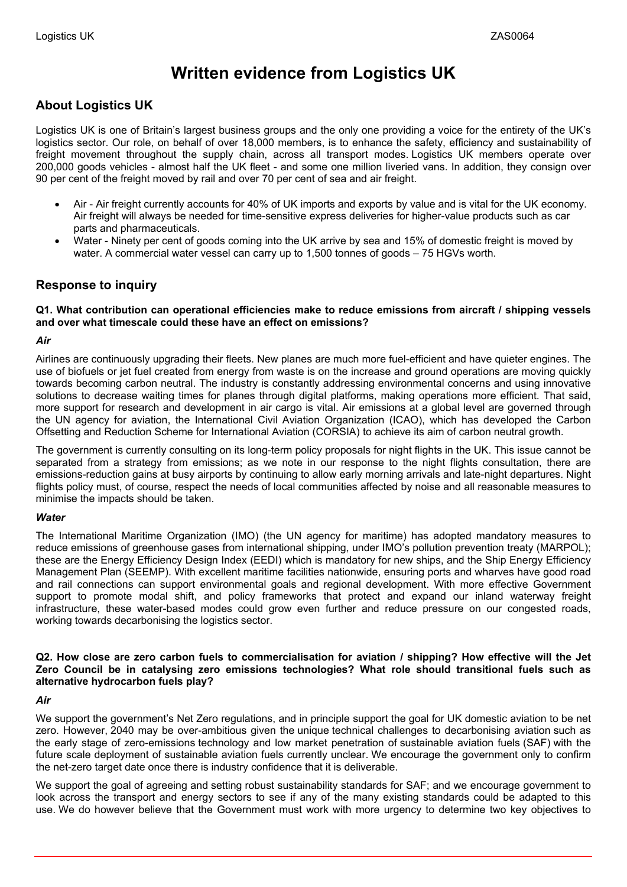# Written evidence from Logistics UK

## About Logistics UK

Logistics UK is one of Britain's largest business groups and the only one providing a voice for the entirety of the UK's logistics sector. Our role, on behalf of over 18,000 members, is to enhance the safety, efficiency and sustainability of freight movement throughout the supply chain, across all transport modes. Logistics UK members operate over 200,000 goods vehicles - almost half the UK fleet - and some one million liveried vans. In addition, they consign over 90 per cent of the freight moved by rail and over 70 per cent of sea and air freight.

- Air - Air freight currently accounts for 40% of UK imports and exports by value and is vital for the UK economy. Air freight will always be needed for time-sensitive express deliveries for higher-value products such as car parts and pharmaceuticals.
- Water - Ninety per cent of goods coming into the UK arrive by sea and 15% of domestic freight is moved by water. A commercial water vessel can carry up to 1,500 tonnes of goods – 75 HGVs worth.

## Response to inquiry

**Q1. What contribution can operational efficiencies make to reduce emissions from aircraft / shipping vessels and over what timescale could these have an effect on emissions?**

***Air***

Airlines are continuously upgrading their fleets. New planes are much more fuel-efficient and have quieter engines. The use of biofuels or jet fuel created from energy from waste is on the increase and ground operations are moving quickly towards becoming carbon neutral. The industry is constantly addressing environmental concerns and using innovative solutions to decrease waiting times for planes through digital platforms, making operations more efficient. That said, more support for research and development in air cargo is vital. Air emissions at a global level are governed through the UN agency for aviation, the International Civil Aviation Organization (ICAO), which has developed the Carbon Offsetting and Reduction Scheme for International Aviation (CORSIA) to achieve its aim of carbon neutral growth.

The government is currently consulting on its long-term policy proposals for night flights in the UK. This issue cannot be separated from a strategy from emissions; as we note in our response to the night flights consultation, there are emissions-reduction gains at busy airports by continuing to allow early morning arrivals and late-night departures. Night flights policy must, of course, respect the needs of local communities affected by noise and all reasonable measures to minimise the impacts should be taken.

***Water***

The International Maritime Organization (IMO) (the UN agency for maritime) has adopted mandatory measures to reduce emissions of greenhouse gases from international shipping, under IMO's pollution prevention treaty (MARPOL); these are the Energy Efficiency Design Index (EEDI) which is mandatory for new ships, and the Ship Energy Efficiency Management Plan (SEEMP). With excellent maritime facilities nationwide, ensuring ports and wharves have good road and rail connections can support environmental goals and regional development. With more effective Government support to promote modal shift, and policy frameworks that protect and expand our inland waterway freight infrastructure, these water-based modes could grow even further and reduce pressure on our congested roads, working towards decarbonising the logistics sector.

**Q2. How close are zero carbon fuels to commercialisation for aviation / shipping? How effective will the Jet Zero Council be in catalysing zero emissions technologies? What role should transitional fuels such as alternative hydrocarbon fuels play?**

***Air***

We support the government's Net Zero regulations, and in principle support the goal for UK domestic aviation to be net zero. However, 2040 may be over-ambitious given the unique technical challenges to decarbonising aviation such as the early stage of zero-emissions technology and low market penetration of sustainable aviation fuels (SAF) with the future scale deployment of sustainable aviation fuels currently unclear. We encourage the government only to confirm the net-zero target date once there is industry confidence that it is deliverable.

We support the goal of agreeing and setting robust sustainability standards for SAF; and we encourage government to look across the transport and energy sectors to see if any of the many existing standards could be adapted to this use. We do however believe that the Government must work with more urgency to determine two key objectives to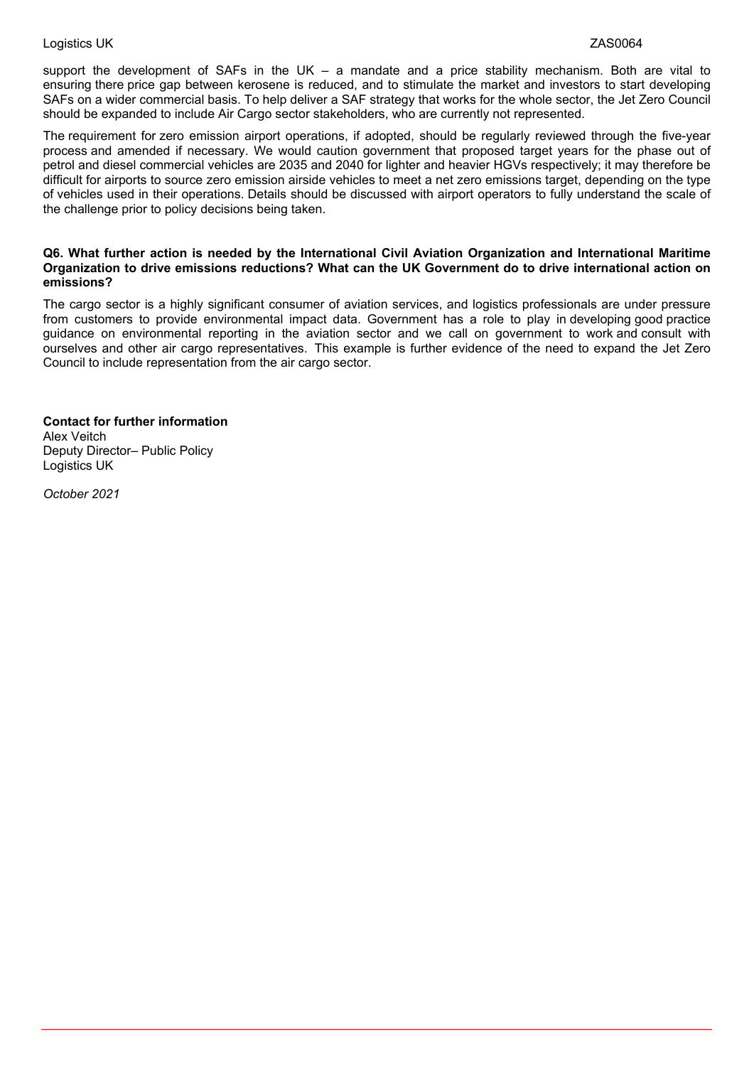support the development of SAFs in the UK – a mandate and a price stability mechanism. Both are vital to ensuring there price gap between kerosene is reduced, and to stimulate the market and investors to start developing SAFs on a wider commercial basis. To help deliver a SAF strategy that works for the whole sector, the Jet Zero Council should be expanded to include Air Cargo sector stakeholders, who are currently not represented.

The requirement for zero emission airport operations, if adopted, should be regularly reviewed through the five-year process and amended if necessary. We would caution government that proposed target years for the phase out of petrol and diesel commercial vehicles are 2035 and 2040 for lighter and heavier HGVs respectively; it may therefore be difficult for airports to source zero emission airside vehicles to meet a net zero emissions target, depending on the type of vehicles used in their operations. Details should be discussed with airport operators to fully understand the scale of the challenge prior to policy decisions being taken.

**Q6. What further action is needed by the International Civil Aviation Organization and International Maritime Organization to drive emissions reductions? What can the UK Government do to drive international action on emissions?**

The cargo sector is a highly significant consumer of aviation services, and logistics professionals are under pressure from customers to provide environmental impact data. Government has a role to play in developing good practice guidance on environmental reporting in the aviation sector and we call on government to work and consult with ourselves and other air cargo representatives. This example is further evidence of the need to expand the Jet Zero Council to include representation from the air cargo sector.

**Contact for further information**
Alex Veitch
Deputy Director– Public Policy
Logistics UK

*October 2021*